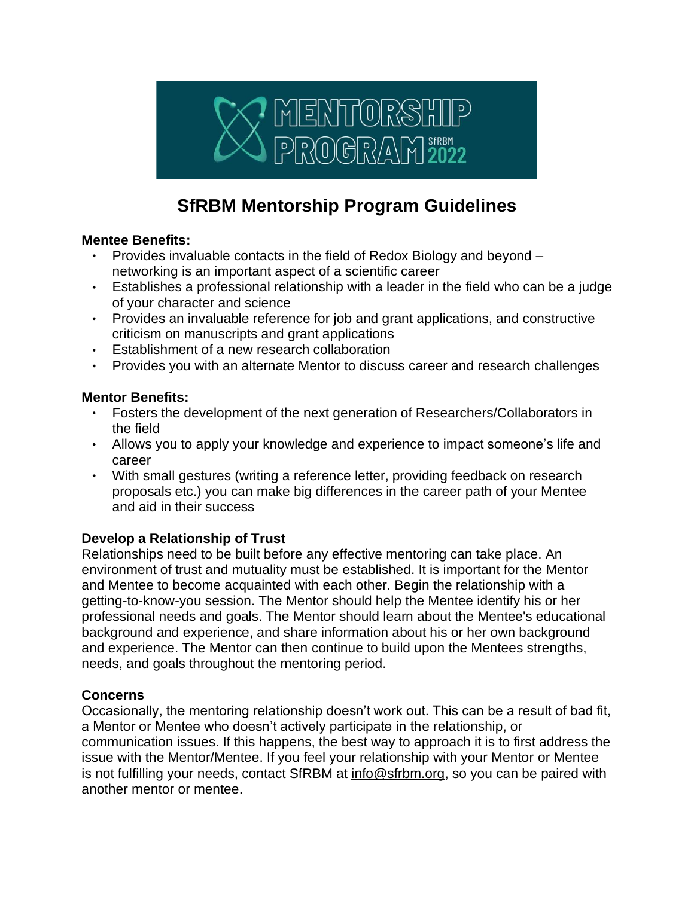# SfRBM Mentorship Program Guidelines

**Mentee Benefits:**

- Provides invaluable contacts in the field of Redox Biology and beyond – networking is an important aspect of a scientific career
- Establishes a professional relationship with a leader in the field who can be a judge of your character and science
- Provides an invaluable reference for job and grant applications, and constructive criticism on manuscripts and grant applications
- Establishment of a new research collaboration
- Provides you with an alternate Mentor to discuss career and research challenges

**Mentor Benefits:**

- Fosters the development of the next generation of Researchers/Collaborators in the field
- Allows you to apply your knowledge and experience to impact someone's life and career
- With small gestures (writing a reference letter, providing feedback on research proposals etc.) you can make big differences in the career path of your Mentee and aid in their success

**Develop a Relationship of Trust**

Relationships need to be built before any effective mentoring can take place. An environment of trust and mutuality must be established. It is important for the Mentor and Mentee to become acquainted with each other. Begin the relationship with a getting-to-know-you session. The Mentor should help the Mentee identify his or her professional needs and goals. The Mentor should learn about the Mentee's educational background and experience, and share information about his or her own background and experience. The Mentor can then continue to build upon the Mentees strengths, needs, and goals throughout the mentoring period.

**Concerns**

Occasionally, the mentoring relationship doesn't work out. This can be a result of bad fit, a Mentor or Mentee who doesn't actively participate in the relationship, or communication issues. If this happens, the best way to approach it is to first address the issue with the Mentor/Mentee. If you feel your relationship with your Mentor or Mentee is not fulfilling your needs, contact SfRBM at info@sfrbm.org, so you can be paired with another mentor or mentee.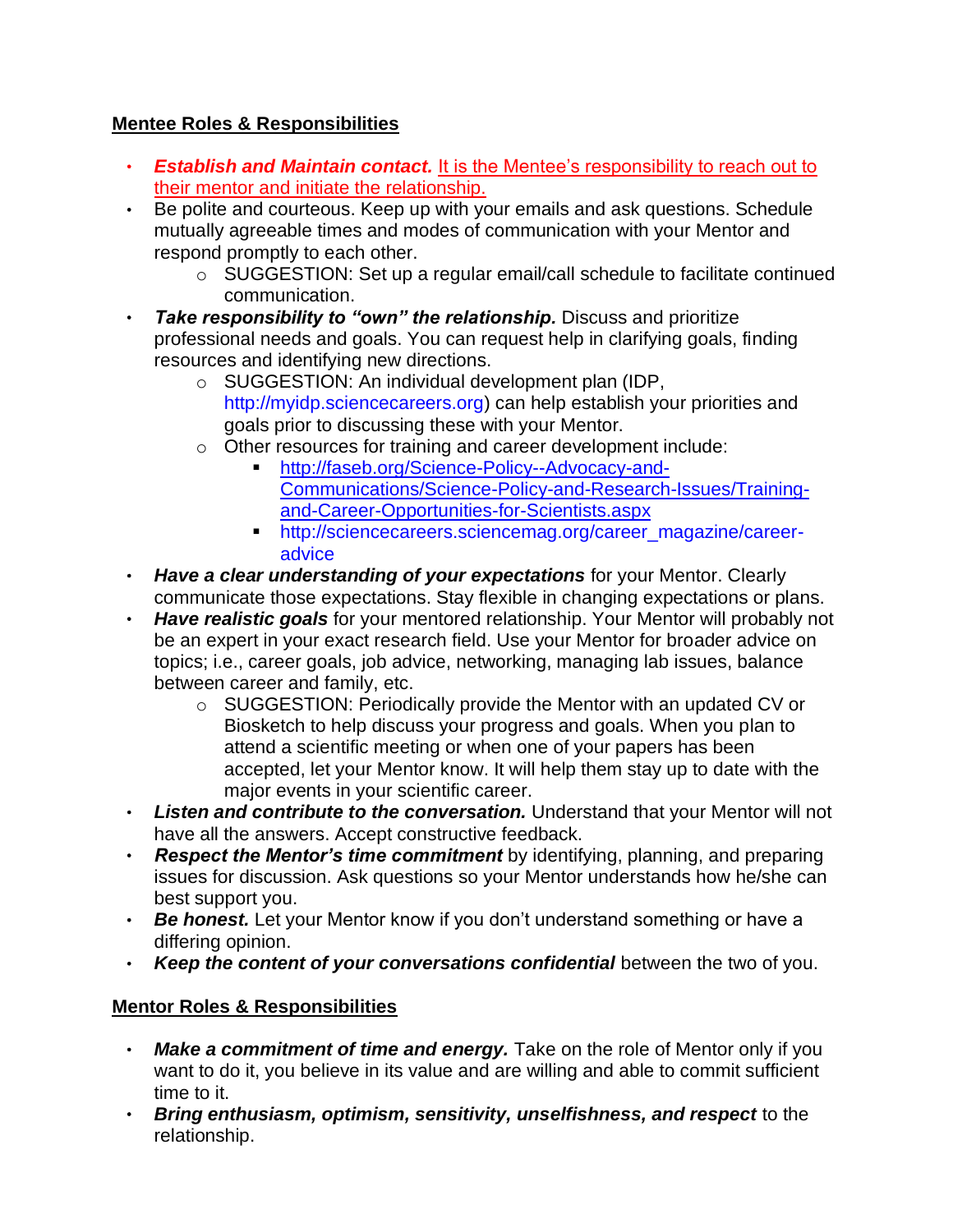## Mentee Roles & Responsibilities

- ***Establish and Maintain contact.*** It is the Mentee's responsibility to reach out to their mentor and initiate the relationship.
- Be polite and courteous. Keep up with your emails and ask questions. Schedule mutually agreeable times and modes of communication with your Mentor and respond promptly to each other.
  - SUGGESTION: Set up a regular email/call schedule to facilitate continued communication.
- ***Take responsibility to "own" the relationship.*** Discuss and prioritize professional needs and goals. You can request help in clarifying goals, finding resources and identifying new directions.
  - SUGGESTION: An individual development plan (IDP, http://myidp.sciencecareers.org) can help establish your priorities and goals prior to discussing these with your Mentor.
  - Other resources for training and career development include:
    - http://faseb.org/Science-Policy--Advocacy-and-Communications/Science-Policy-and-Research-Issues/Training-and-Career-Opportunities-for-Scientists.aspx
    - http://sciencecareers.sciencemag.org/career_magazine/career-advice
- ***Have a clear understanding of your expectations*** for your Mentor. Clearly communicate those expectations. Stay flexible in changing expectations or plans.
- ***Have realistic goals*** for your mentored relationship. Your Mentor will probably not be an expert in your exact research field. Use your Mentor for broader advice on topics; i.e., career goals, job advice, networking, managing lab issues, balance between career and family, etc.
  - SUGGESTION: Periodically provide the Mentor with an updated CV or Biosketch to help discuss your progress and goals. When you plan to attend a scientific meeting or when one of your papers has been accepted, let your Mentor know. It will help them stay up to date with the major events in your scientific career.
- ***Listen and contribute to the conversation.*** Understand that your Mentor will not have all the answers. Accept constructive feedback.
- ***Respect the Mentor's time commitment*** by identifying, planning, and preparing issues for discussion. Ask questions so your Mentor understands how he/she can best support you.
- ***Be honest.*** Let your Mentor know if you don't understand something or have a differing opinion.
- ***Keep the content of your conversations confidential*** between the two of you.

## Mentor Roles & Responsibilities

- ***Make a commitment of time and energy.*** Take on the role of Mentor only if you want to do it, you believe in its value and are willing and able to commit sufficient time to it.
- ***Bring enthusiasm, optimism, sensitivity, unselfishness, and respect*** to the relationship.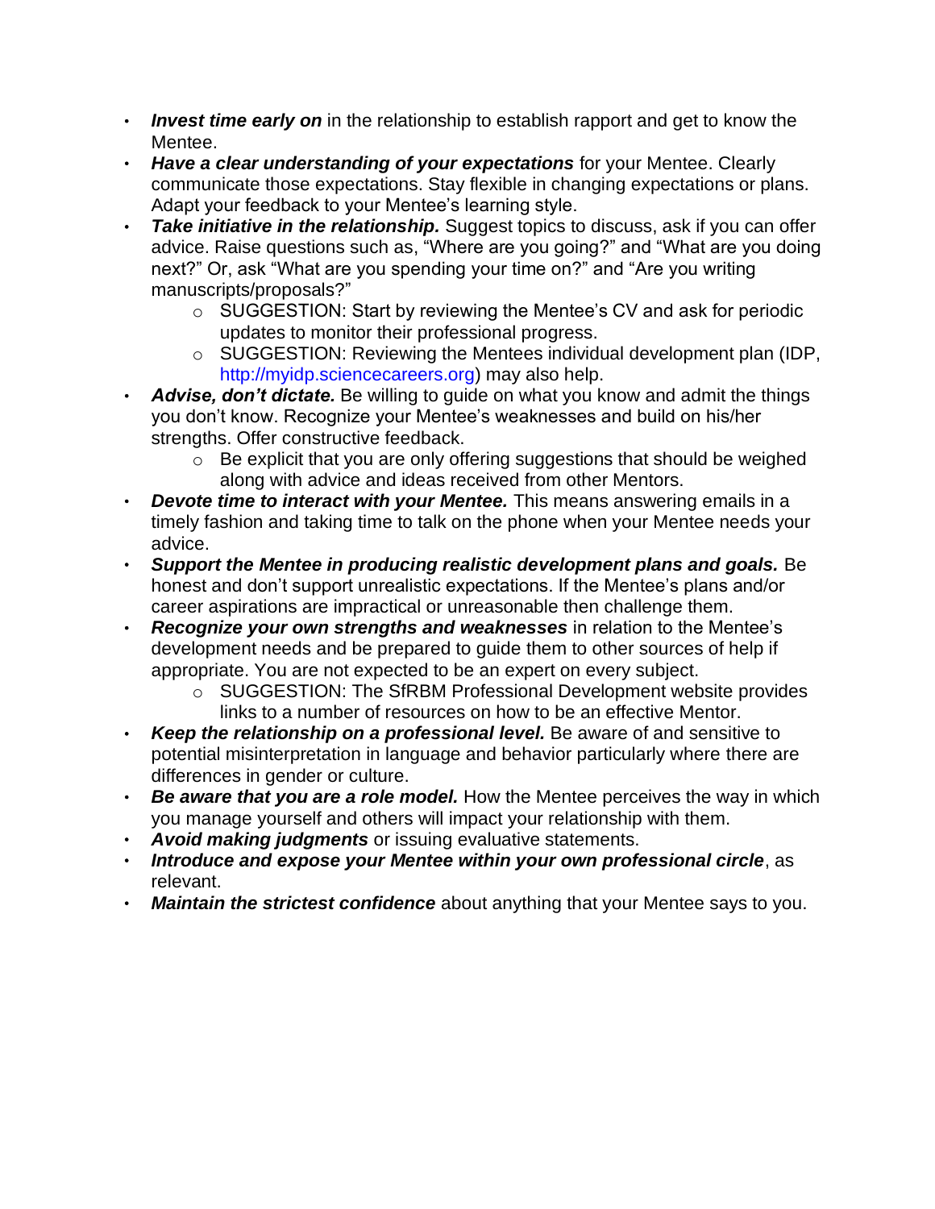- ***Invest time early on*** in the relationship to establish rapport and get to know the Mentee.
- ***Have a clear understanding of your expectations*** for your Mentee. Clearly communicate those expectations. Stay flexible in changing expectations or plans. Adapt your feedback to your Mentee's learning style.
- ***Take initiative in the relationship.*** Suggest topics to discuss, ask if you can offer advice. Raise questions such as, "Where are you going?" and "What are you doing next?" Or, ask "What are you spending your time on?" and "Are you writing manuscripts/proposals?"
  - SUGGESTION: Start by reviewing the Mentee's CV and ask for periodic updates to monitor their professional progress.
  - SUGGESTION: Reviewing the Mentees individual development plan (IDP, http://myidp.sciencecareers.org) may also help.
- ***Advise, don't dictate.*** Be willing to guide on what you know and admit the things you don't know. Recognize your Mentee's weaknesses and build on his/her strengths. Offer constructive feedback.
  - Be explicit that you are only offering suggestions that should be weighed along with advice and ideas received from other Mentors.
- ***Devote time to interact with your Mentee.*** This means answering emails in a timely fashion and taking time to talk on the phone when your Mentee needs your advice.
- ***Support the Mentee in producing realistic development plans and goals.*** Be honest and don't support unrealistic expectations. If the Mentee's plans and/or career aspirations are impractical or unreasonable then challenge them.
- ***Recognize your own strengths and weaknesses*** in relation to the Mentee's development needs and be prepared to guide them to other sources of help if appropriate. You are not expected to be an expert on every subject.
  - SUGGESTION: The SfRBM Professional Development website provides links to a number of resources on how to be an effective Mentor.
- ***Keep the relationship on a professional level.*** Be aware of and sensitive to potential misinterpretation in language and behavior particularly where there are differences in gender or culture.
- ***Be aware that you are a role model.*** How the Mentee perceives the way in which you manage yourself and others will impact your relationship with them.
- ***Avoid making judgments*** or issuing evaluative statements.
- ***Introduce and expose your Mentee within your own professional circle***, as relevant.
- ***Maintain the strictest confidence*** about anything that your Mentee says to you.